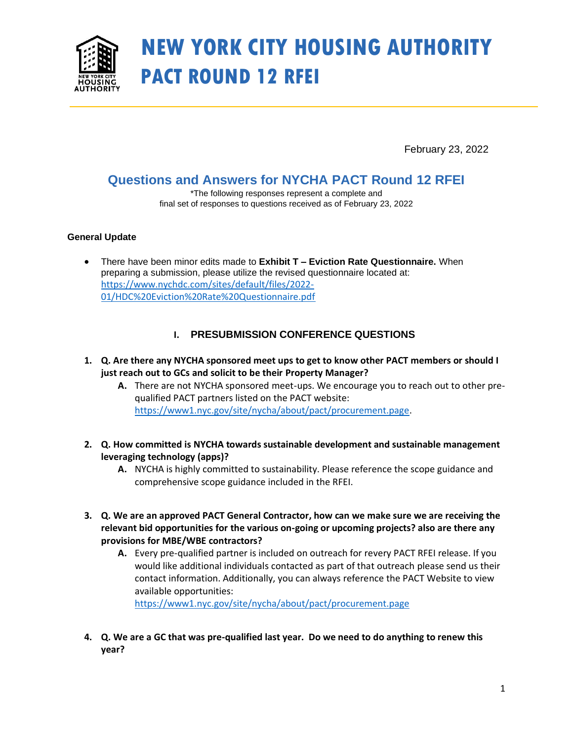# NEW YORK CITY HOUSING AUTHORITY
# PACT ROUND 12 RFEI

February 23, 2022

## Questions and Answers for NYCHA PACT Round 12 RFEI

*The following responses represent a complete and final set of responses to questions received as of February 23, 2022

**General Update**

- There have been minor edits made to **Exhibit T – Eviction Rate Questionnaire.** When preparing a submission, please utilize the revised questionnaire located at: https://www.nychdc.com/sites/default/files/2022-01/HDC%20Eviction%20Rate%20Questionnaire.pdf

### I. PRESUBMISSION CONFERENCE QUESTIONS

1. **Q. Are there any NYCHA sponsored meet ups to get to know other PACT members or should I just reach out to GCs and solicit to be their Property Manager?**
   - **A.** There are not NYCHA sponsored meet-ups. We encourage you to reach out to other pre-qualified PACT partners listed on the PACT website: https://www1.nyc.gov/site/nycha/about/pact/procurement.page.

2. **Q. How committed is NYCHA towards sustainable development and sustainable management leveraging technology (apps)?**
   - **A.** NYCHA is highly committed to sustainability. Please reference the scope guidance and comprehensive scope guidance included in the RFEI.

3. **Q. We are an approved PACT General Contractor, how can we make sure we are receiving the relevant bid opportunities for the various on-going or upcoming projects? also are there any provisions for MBE/WBE contractors?**
   - **A.** Every pre-qualified partner is included on outreach for revery PACT RFEI release. If you would like additional individuals contacted as part of that outreach please send us their contact information. Additionally, you can always reference the PACT Website to view available opportunities: https://www1.nyc.gov/site/nycha/about/pact/procurement.page

4. **Q. We are a GC that was pre-qualified last year. Do we need to do anything to renew this year?**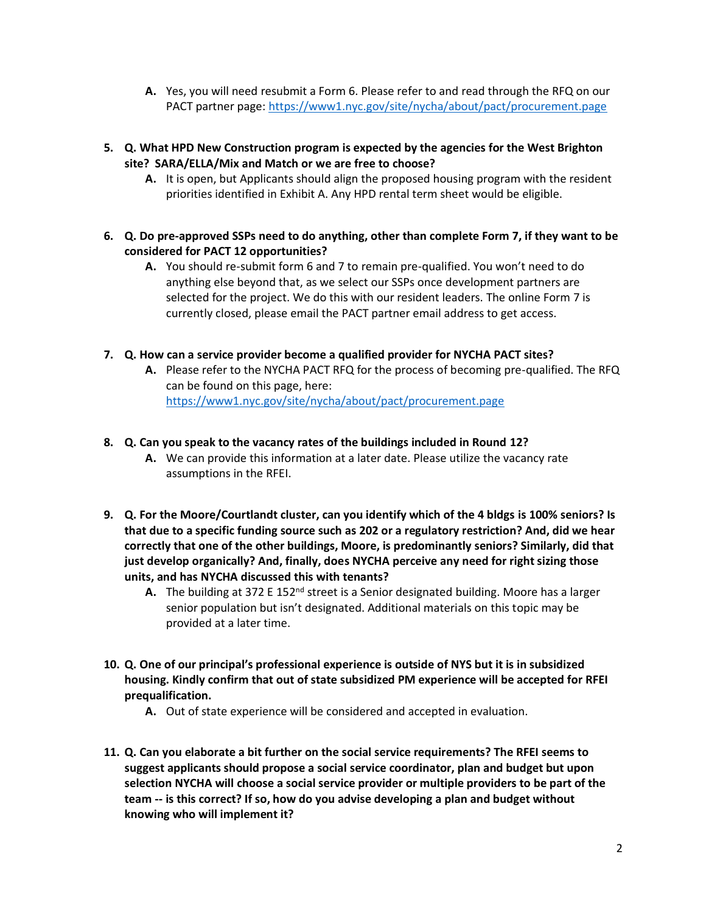- **A.** Yes, you will need resubmit a Form 6. Please refer to and read through the RFQ on our PACT partner page: https://www1.nyc.gov/site/nycha/about/pact/procurement.page

5. **Q. What HPD New Construction program is expected by the agencies for the West Brighton site? SARA/ELLA/Mix and Match or we are free to choose?**
   - **A.** It is open, but Applicants should align the proposed housing program with the resident priorities identified in Exhibit A. Any HPD rental term sheet would be eligible.

6. **Q. Do pre-approved SSPs need to do anything, other than complete Form 7, if they want to be considered for PACT 12 opportunities?**
   - **A.** You should re-submit form 6 and 7 to remain pre-qualified. You won't need to do anything else beyond that, as we select our SSPs once development partners are selected for the project. We do this with our resident leaders. The online Form 7 is currently closed, please email the PACT partner email address to get access.

7. **Q. How can a service provider become a qualified provider for NYCHA PACT sites?**
   - **A.** Please refer to the NYCHA PACT RFQ for the process of becoming pre-qualified. The RFQ can be found on this page, here: https://www1.nyc.gov/site/nycha/about/pact/procurement.page

8. **Q. Can you speak to the vacancy rates of the buildings included in Round 12?**
   - **A.** We can provide this information at a later date. Please utilize the vacancy rate assumptions in the RFEI.

9. **Q. For the Moore/Courtlandt cluster, can you identify which of the 4 bldgs is 100% seniors? Is that due to a specific funding source such as 202 or a regulatory restriction? And, did we hear correctly that one of the other buildings, Moore, is predominantly seniors? Similarly, did that just develop organically? And, finally, does NYCHA perceive any need for right sizing those units, and has NYCHA discussed this with tenants?**
   - **A.** The building at 372 E 152nd street is a Senior designated building. Moore has a larger senior population but isn't designated. Additional materials on this topic may be provided at a later time.

10. **Q. One of our principal's professional experience is outside of NYS but it is in subsidized housing. Kindly confirm that out of state subsidized PM experience will be accepted for RFEI prequalification.**
    - **A.** Out of state experience will be considered and accepted in evaluation.

11. **Q. Can you elaborate a bit further on the social service requirements? The RFEI seems to suggest applicants should propose a social service coordinator, plan and budget but upon selection NYCHA will choose a social service provider or multiple providers to be part of the team -- is this correct? If so, how do you advise developing a plan and budget without knowing who will implement it?**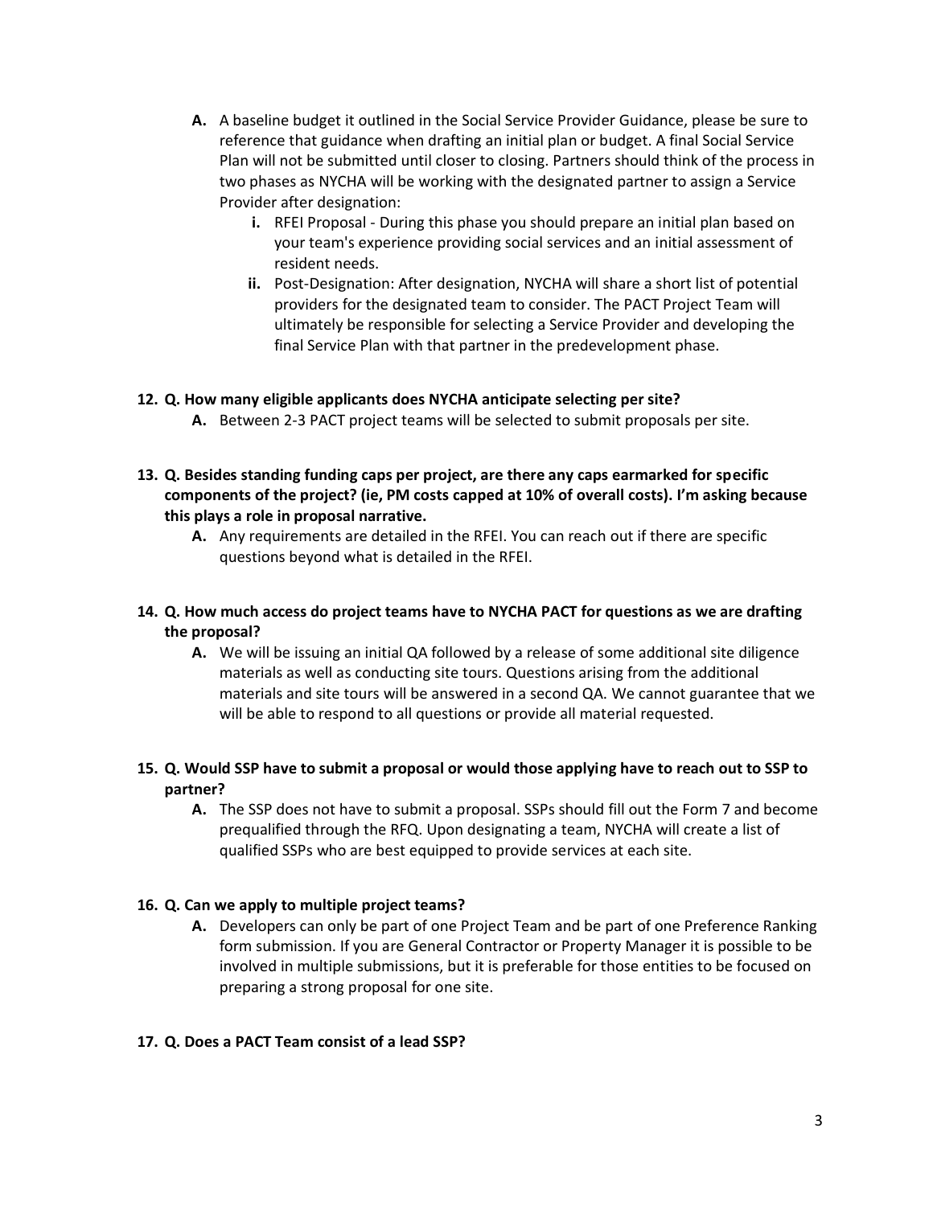**A.** A baseline budget it outlined in the Social Service Provider Guidance, please be sure to reference that guidance when drafting an initial plan or budget. A final Social Service Plan will not be submitted until closer to closing. Partners should think of the process in two phases as NYCHA will be working with the designated partner to assign a Service Provider after designation:

   - **i.** RFEI Proposal - During this phase you should prepare an initial plan based on your team's experience providing social services and an initial assessment of resident needs.
   - **ii.** Post-Designation: After designation, NYCHA will share a short list of potential providers for the designated team to consider. The PACT Project Team will ultimately be responsible for selecting a Service Provider and developing the final Service Plan with that partner in the predevelopment phase.

**12. Q. How many eligible applicants does NYCHA anticipate selecting per site?**

**A.** Between 2-3 PACT project teams will be selected to submit proposals per site.

**13. Q. Besides standing funding caps per project, are there any caps earmarked for specific components of the project? (ie, PM costs capped at 10% of overall costs). I'm asking because this plays a role in proposal narrative.**

**A.** Any requirements are detailed in the RFEI. You can reach out if there are specific questions beyond what is detailed in the RFEI.

**14. Q. How much access do project teams have to NYCHA PACT for questions as we are drafting the proposal?**

**A.** We will be issuing an initial QA followed by a release of some additional site diligence materials as well as conducting site tours. Questions arising from the additional materials and site tours will be answered in a second QA. We cannot guarantee that we will be able to respond to all questions or provide all material requested.

**15. Q. Would SSP have to submit a proposal or would those applying have to reach out to SSP to partner?**

**A.** The SSP does not have to submit a proposal. SSPs should fill out the Form 7 and become prequalified through the RFQ. Upon designating a team, NYCHA will create a list of qualified SSPs who are best equipped to provide services at each site.

**16. Q. Can we apply to multiple project teams?**

**A.** Developers can only be part of one Project Team and be part of one Preference Ranking form submission. If you are General Contractor or Property Manager it is possible to be involved in multiple submissions, but it is preferable for those entities to be focused on preparing a strong proposal for one site.

**17. Q. Does a PACT Team consist of a lead SSP?**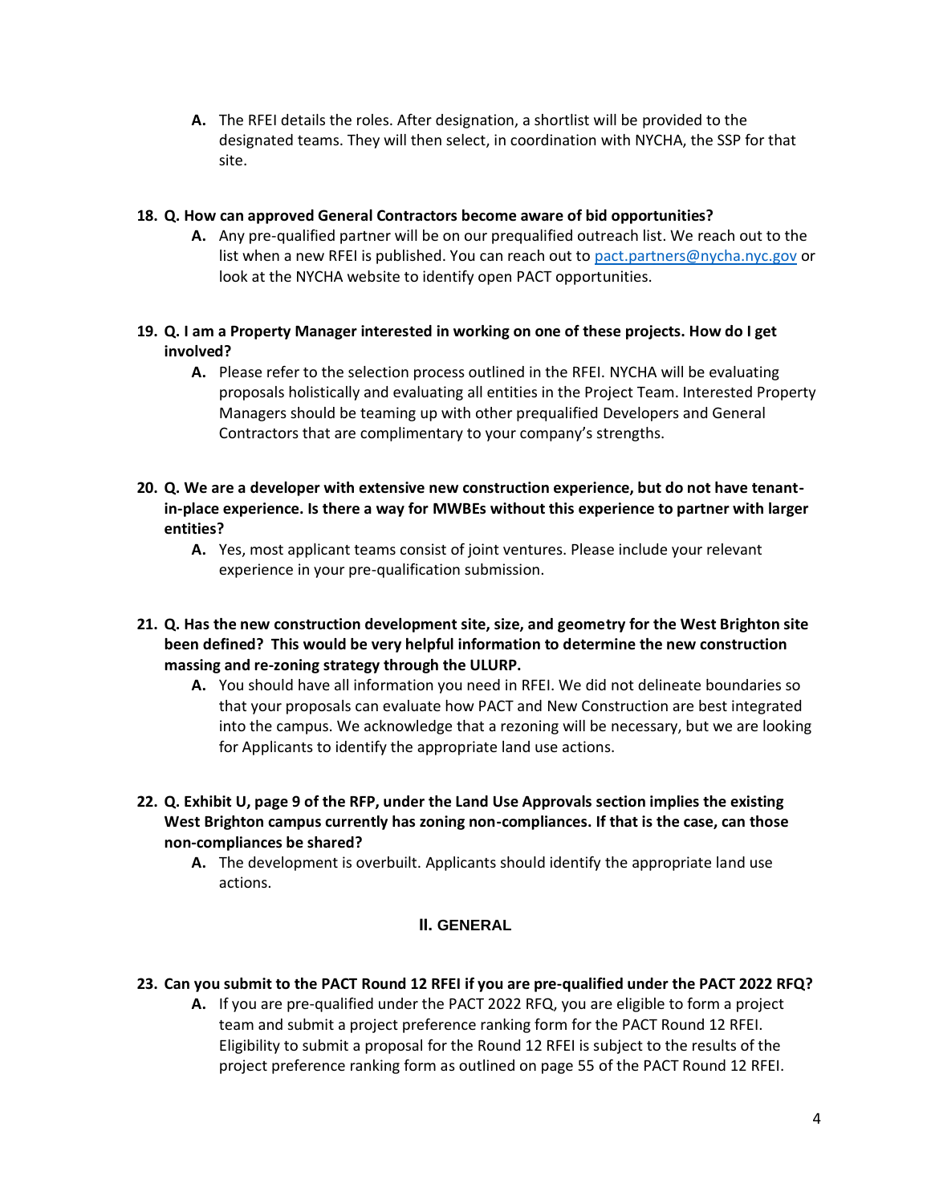**A.** The RFEI details the roles. After designation, a shortlist will be provided to the designated teams. They will then select, in coordination with NYCHA, the SSP for that site.

**18. Q. How can approved General Contractors become aware of bid opportunities?**

**A.** Any pre-qualified partner will be on our prequalified outreach list. We reach out to the list when a new RFEI is published. You can reach out to [pact.partners@nycha.nyc.gov](mailto:pact.partners@nycha.nyc.gov) or look at the NYCHA website to identify open PACT opportunities.

**19. Q. I am a Property Manager interested in working on one of these projects. How do I get involved?**

**A.** Please refer to the selection process outlined in the RFEI. NYCHA will be evaluating proposals holistically and evaluating all entities in the Project Team. Interested Property Managers should be teaming up with other prequalified Developers and General Contractors that are complimentary to your company's strengths.

**20. Q. We are a developer with extensive new construction experience, but do not have tenant-in-place experience. Is there a way for MWBEs without this experience to partner with larger entities?**

**A.** Yes, most applicant teams consist of joint ventures. Please include your relevant experience in your pre-qualification submission.

**21. Q. Has the new construction development site, size, and geometry for the West Brighton site been defined? This would be very helpful information to determine the new construction massing and re-zoning strategy through the ULURP.**

**A.** You should have all information you need in RFEI. We did not delineate boundaries so that your proposals can evaluate how PACT and New Construction are best integrated into the campus. We acknowledge that a rezoning will be necessary, but we are looking for Applicants to identify the appropriate land use actions.

**22. Q. Exhibit U, page 9 of the RFP, under the Land Use Approvals section implies the existing West Brighton campus currently has zoning non-compliances. If that is the case, can those non-compliances be shared?**

**A.** The development is overbuilt. Applicants should identify the appropriate land use actions.

## II. GENERAL

**23. Can you submit to the PACT Round 12 RFEI if you are pre-qualified under the PACT 2022 RFQ?**

**A.** If you are pre-qualified under the PACT 2022 RFQ, you are eligible to form a project team and submit a project preference ranking form for the PACT Round 12 RFEI. Eligibility to submit a proposal for the Round 12 RFEI is subject to the results of the project preference ranking form as outlined on page 55 of the PACT Round 12 RFEI.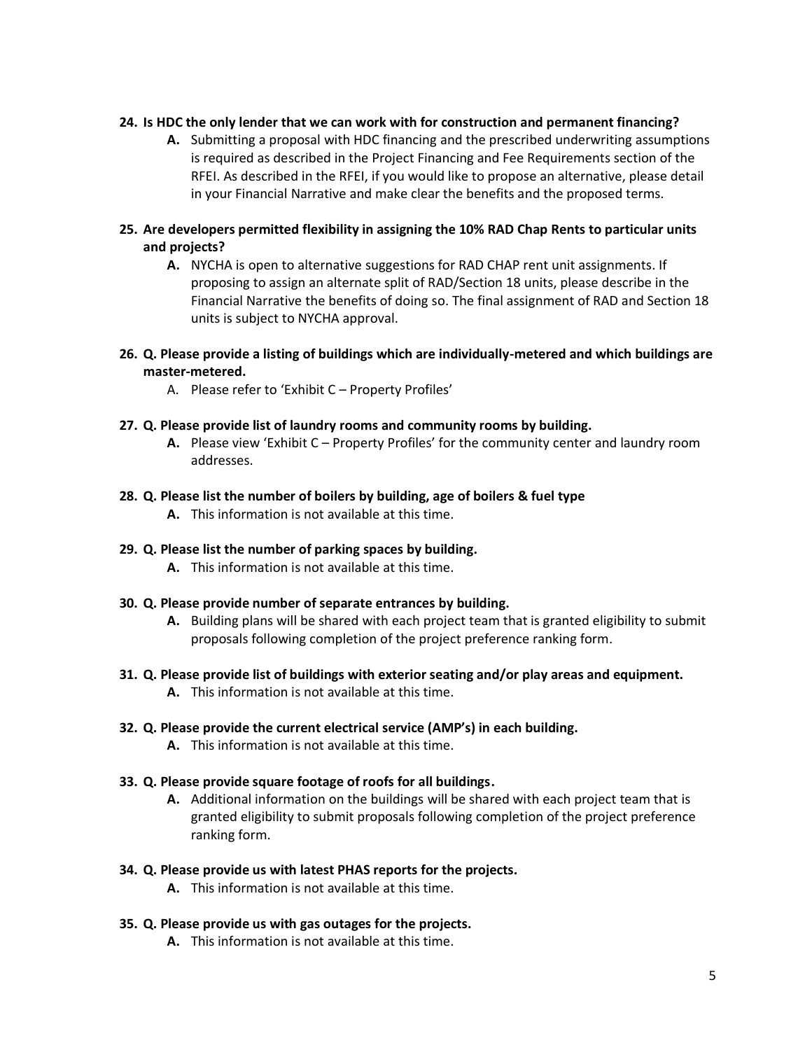**24. Is HDC the only lender that we can work with for construction and permanent financing?**

- **A.** Submitting a proposal with HDC financing and the prescribed underwriting assumptions is required as described in the Project Financing and Fee Requirements section of the RFEI. As described in the RFEI, if you would like to propose an alternative, please detail in your Financial Narrative and make clear the benefits and the proposed terms.

**25. Are developers permitted flexibility in assigning the 10% RAD Chap Rents to particular units and projects?**

- **A.** NYCHA is open to alternative suggestions for RAD CHAP rent unit assignments. If proposing to assign an alternate split of RAD/Section 18 units, please describe in the Financial Narrative the benefits of doing so. The final assignment of RAD and Section 18 units is subject to NYCHA approval.

**26. Q. Please provide a listing of buildings which are individually-metered and which buildings are master-metered.**

- A. Please refer to 'Exhibit C – Property Profiles'

**27. Q. Please provide list of laundry rooms and community rooms by building.**

- **A.** Please view 'Exhibit C – Property Profiles' for the community center and laundry room addresses.

**28. Q. Please list the number of boilers by building, age of boilers & fuel type**

- **A.** This information is not available at this time.

**29. Q. Please list the number of parking spaces by building.**

- **A.** This information is not available at this time.

**30. Q. Please provide number of separate entrances by building.**

- **A.** Building plans will be shared with each project team that is granted eligibility to submit proposals following completion of the project preference ranking form.

**31. Q. Please provide list of buildings with exterior seating and/or play areas and equipment.**

- **A.** This information is not available at this time.

**32. Q. Please provide the current electrical service (AMP's) in each building.**

- **A.** This information is not available at this time.

**33. Q. Please provide square footage of roofs for all buildings.**

- **A.** Additional information on the buildings will be shared with each project team that is granted eligibility to submit proposals following completion of the project preference ranking form.

**34. Q. Please provide us with latest PHAS reports for the projects.**

- **A.** This information is not available at this time.

**35. Q. Please provide us with gas outages for the projects.**

- **A.** This information is not available at this time.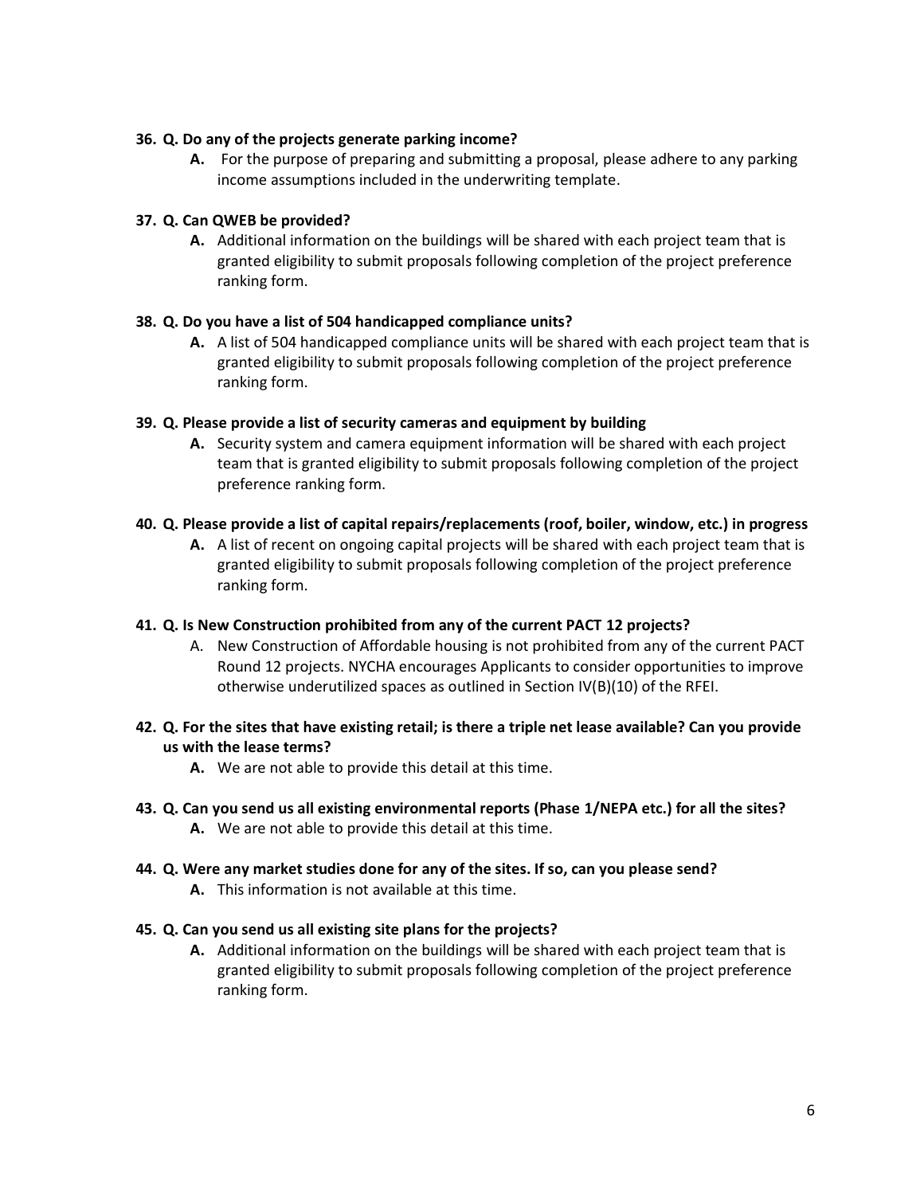**36. Q. Do any of the projects generate parking income?**

**A.** For the purpose of preparing and submitting a proposal, please adhere to any parking income assumptions included in the underwriting template.

**37. Q. Can QWEB be provided?**

**A.** Additional information on the buildings will be shared with each project team that is granted eligibility to submit proposals following completion of the project preference ranking form.

**38. Q. Do you have a list of 504 handicapped compliance units?**

**A.** A list of 504 handicapped compliance units will be shared with each project team that is granted eligibility to submit proposals following completion of the project preference ranking form.

**39. Q. Please provide a list of security cameras and equipment by building**

**A.** Security system and camera equipment information will be shared with each project team that is granted eligibility to submit proposals following completion of the project preference ranking form.

**40. Q. Please provide a list of capital repairs/replacements (roof, boiler, window, etc.) in progress**

**A.** A list of recent on ongoing capital projects will be shared with each project team that is granted eligibility to submit proposals following completion of the project preference ranking form.

**41. Q. Is New Construction prohibited from any of the current PACT 12 projects?**

A. New Construction of Affordable housing is not prohibited from any of the current PACT Round 12 projects. NYCHA encourages Applicants to consider opportunities to improve otherwise underutilized spaces as outlined in Section IV(B)(10) of the RFEI.

**42. Q. For the sites that have existing retail; is there a triple net lease available? Can you provide us with the lease terms?**

**A.** We are not able to provide this detail at this time.

**43. Q. Can you send us all existing environmental reports (Phase 1/NEPA etc.) for all the sites?**

**A.** We are not able to provide this detail at this time.

**44. Q. Were any market studies done for any of the sites. If so, can you please send?**

**A.** This information is not available at this time.

**45. Q. Can you send us all existing site plans for the projects?**

**A.** Additional information on the buildings will be shared with each project team that is granted eligibility to submit proposals following completion of the project preference ranking form.